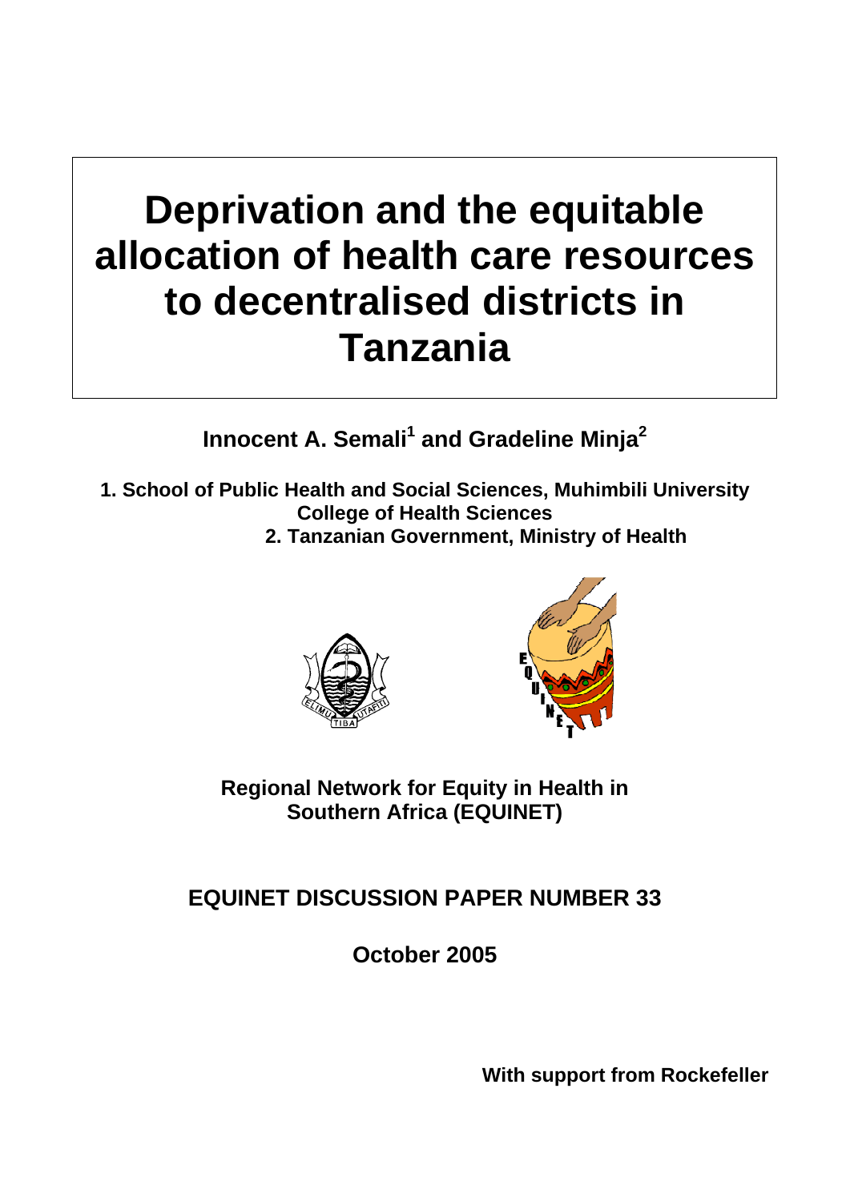# Deprivation and the equitable allocation of health care resources to decentralised districts in Tanzania

**Innocent A. Semali[1] and Gradeline Minja[2]**

**1. School of Public Health and Social Sciences, Muhimbili University College of Health Sciences**
**2. Tanzanian Government, Ministry of Health**

**Regional Network for Equity in Health in Southern Africa (EQUINET)**

**EQUINET DISCUSSION PAPER NUMBER 33**

**October 2005**

**With support from Rockefeller**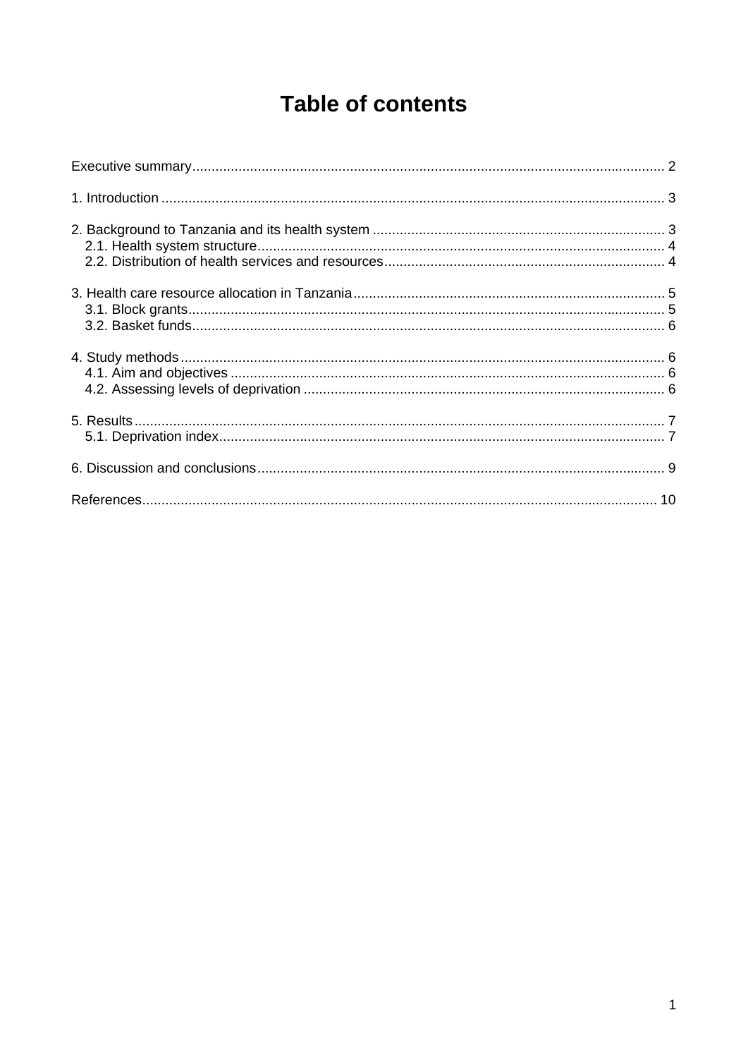# Table of contents

Executive summary ... 2

1. Introduction ... 3

2. Background to Tanzania and its health system ... 3
   - 2.1. Health system structure ... 4
   - 2.2. Distribution of health services and resources ... 4

3. Health care resource allocation in Tanzania ... 5
   - 3.1. Block grants ... 5
   - 3.2. Basket funds ... 6

4. Study methods ... 6
   - 4.1. Aim and objectives ... 6
   - 4.2. Assessing levels of deprivation ... 6

5. Results ... 7
   - 5.1. Deprivation index ... 7

6. Discussion and conclusions ... 9

References ... 10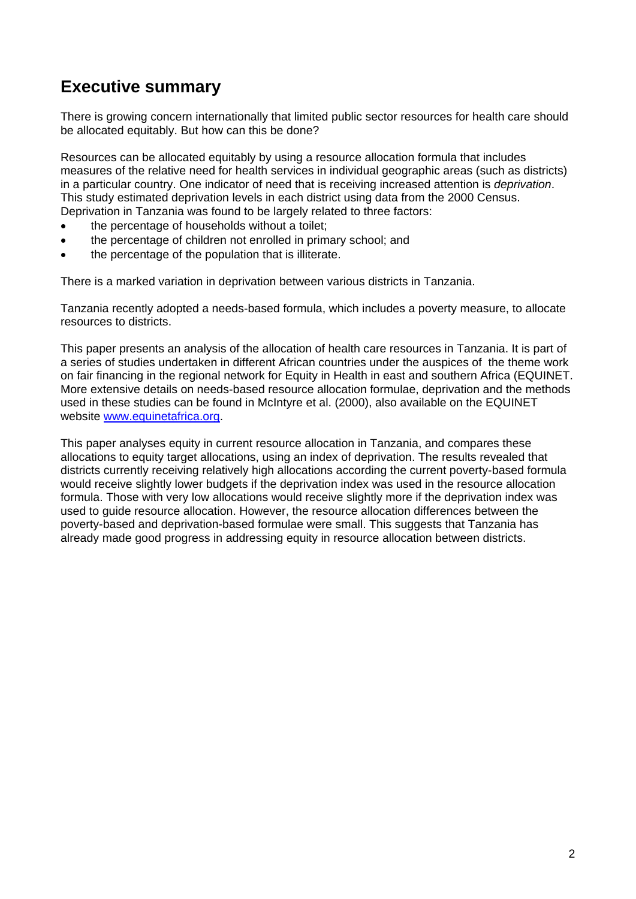## Executive summary

There is growing concern internationally that limited public sector resources for health care should be allocated equitably. But how can this be done?

Resources can be allocated equitably by using a resource allocation formula that includes measures of the relative need for health services in individual geographic areas (such as districts) in a particular country. One indicator of need that is receiving increased attention is *deprivation*. This study estimated deprivation levels in each district using data from the 2000 Census. Deprivation in Tanzania was found to be largely related to three factors:

- the percentage of households without a toilet;
- the percentage of children not enrolled in primary school; and
- the percentage of the population that is illiterate.

There is a marked variation in deprivation between various districts in Tanzania.

Tanzania recently adopted a needs-based formula, which includes a poverty measure, to allocate resources to districts.

This paper presents an analysis of the allocation of health care resources in Tanzania. It is part of a series of studies undertaken in different African countries under the auspices of the theme work on fair financing in the regional network for Equity in Health in east and southern Africa (EQUINET. More extensive details on needs-based resource allocation formulae, deprivation and the methods used in these studies can be found in McIntyre et al. (2000), also available on the EQUINET website www.equinetafrica.org.

This paper analyses equity in current resource allocation in Tanzania, and compares these allocations to equity target allocations, using an index of deprivation. The results revealed that districts currently receiving relatively high allocations according the current poverty-based formula would receive slightly lower budgets if the deprivation index was used in the resource allocation formula. Those with very low allocations would receive slightly more if the deprivation index was used to guide resource allocation. However, the resource allocation differences between the poverty-based and deprivation-based formulae were small. This suggests that Tanzania has already made good progress in addressing equity in resource allocation between districts.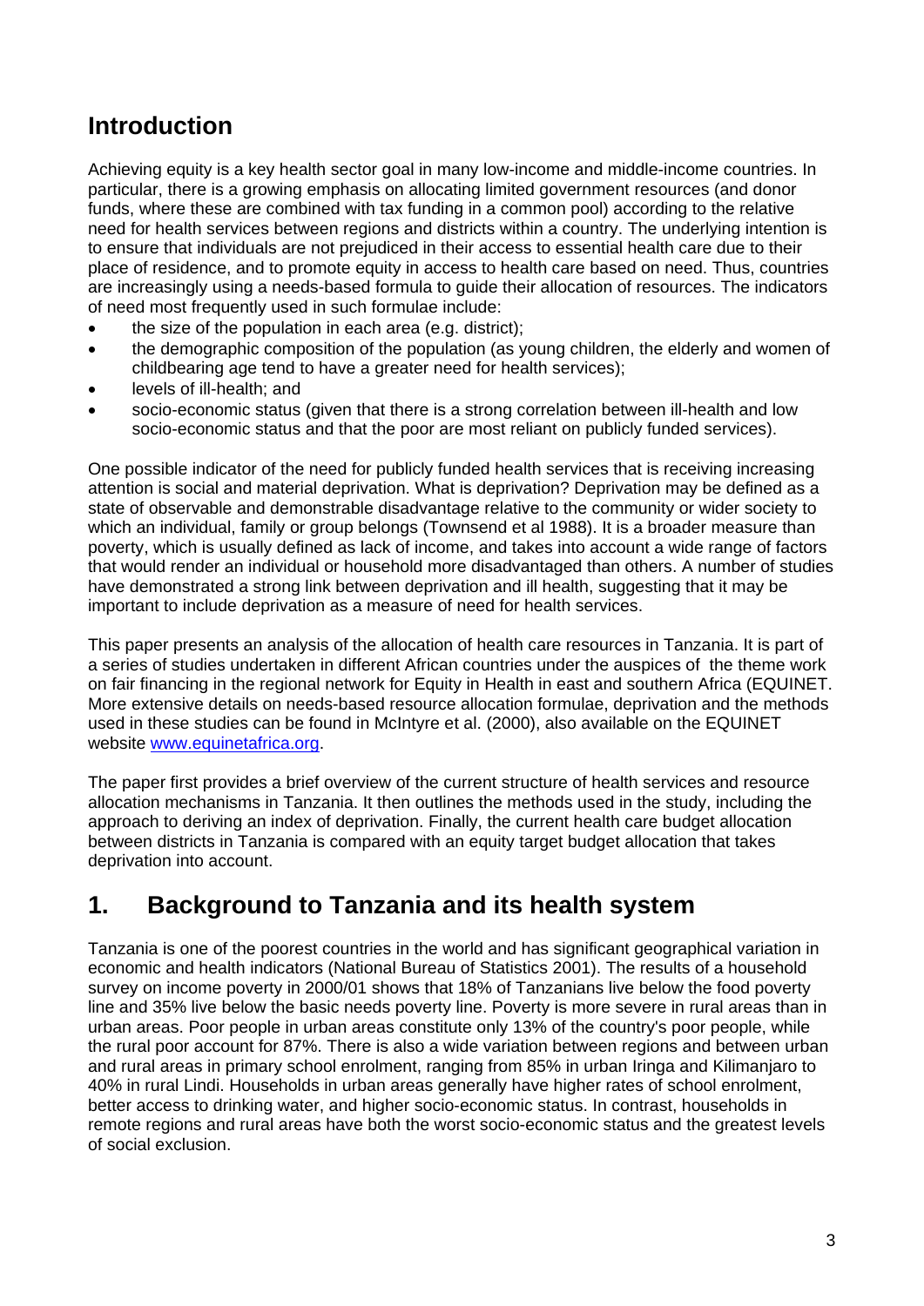## Introduction

Achieving equity is a key health sector goal in many low-income and middle-income countries. In particular, there is a growing emphasis on allocating limited government resources (and donor funds, where these are combined with tax funding in a common pool) according to the relative need for health services between regions and districts within a country. The underlying intention is to ensure that individuals are not prejudiced in their access to essential health care due to their place of residence, and to promote equity in access to health care based on need. Thus, countries are increasingly using a needs-based formula to guide their allocation of resources. The indicators of need most frequently used in such formulae include:

- the size of the population in each area (e.g. district);
- the demographic composition of the population (as young children, the elderly and women of childbearing age tend to have a greater need for health services);
- levels of ill-health; and
- socio-economic status (given that there is a strong correlation between ill-health and low socio-economic status and that the poor are most reliant on publicly funded services).

One possible indicator of the need for publicly funded health services that is receiving increasing attention is social and material deprivation. What is deprivation? Deprivation may be defined as a state of observable and demonstrable disadvantage relative to the community or wider society to which an individual, family or group belongs (Townsend et al 1988). It is a broader measure than poverty, which is usually defined as lack of income, and takes into account a wide range of factors that would render an individual or household more disadvantaged than others. A number of studies have demonstrated a strong link between deprivation and ill health, suggesting that it may be important to include deprivation as a measure of need for health services.

This paper presents an analysis of the allocation of health care resources in Tanzania. It is part of a series of studies undertaken in different African countries under the auspices of the theme work on fair financing in the regional network for Equity in Health in east and southern Africa (EQUINET. More extensive details on needs-based resource allocation formulae, deprivation and the methods used in these studies can be found in McIntyre et al. (2000), also available on the EQUINET website www.equinetafrica.org.

The paper first provides a brief overview of the current structure of health services and resource allocation mechanisms in Tanzania. It then outlines the methods used in the study, including the approach to deriving an index of deprivation. Finally, the current health care budget allocation between districts in Tanzania is compared with an equity target budget allocation that takes deprivation into account.

## 1. Background to Tanzania and its health system

Tanzania is one of the poorest countries in the world and has significant geographical variation in economic and health indicators (National Bureau of Statistics 2001). The results of a household survey on income poverty in 2000/01 shows that 18% of Tanzanians live below the food poverty line and 35% live below the basic needs poverty line. Poverty is more severe in rural areas than in urban areas. Poor people in urban areas constitute only 13% of the country's poor people, while the rural poor account for 87%. There is also a wide variation between regions and between urban and rural areas in primary school enrolment, ranging from 85% in urban Iringa and Kilimanjaro to 40% in rural Lindi. Households in urban areas generally have higher rates of school enrolment, better access to drinking water, and higher socio-economic status. In contrast, households in remote regions and rural areas have both the worst socio-economic status and the greatest levels of social exclusion.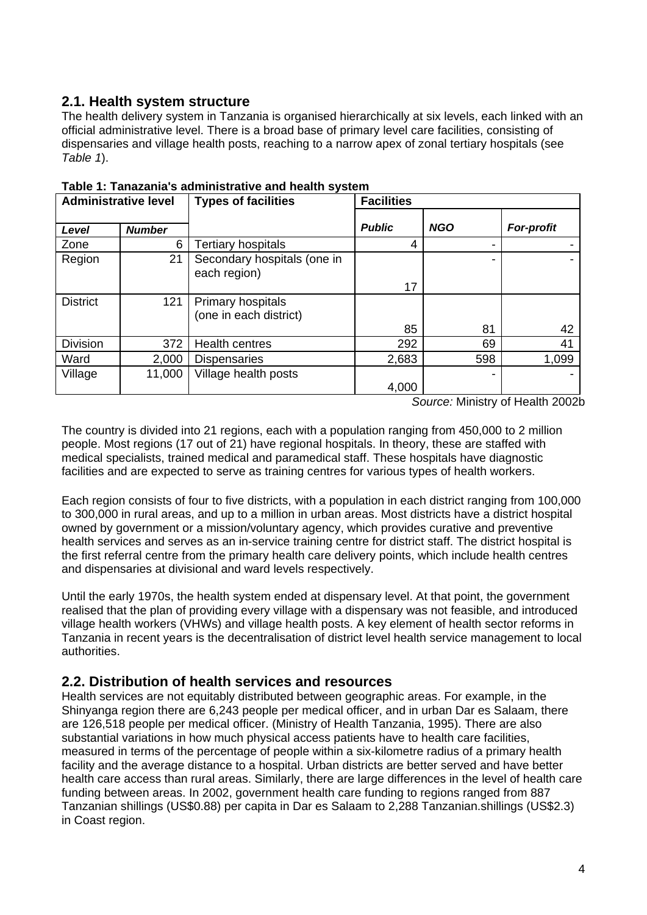## 2.1. Health system structure

The health delivery system in Tanzania is organised hierarchically at six levels, each linked with an official administrative level. There is a broad base of primary level care facilities, consisting of dispensaries and village health posts, reaching to a narrow apex of zonal tertiary hospitals (see *Table 1*).

**Table 1: Tanzania's administrative and health system**

| Administrative level | | Types of facilities | Facilities | | |
|---|---|---|---|---|---|
| ***Level*** | ***Number*** | | ***Public*** | ***NGO*** | ***For-profit*** |
| Zone | 6 | Tertiary hospitals | 4 | - | - |
| Region | 21 | Secondary hospitals (one in each region) | 17 | - | - |
| District | 121 | Primary hospitals (one in each district) | 85 | 81 | 42 |
| Division | 372 | Health centres | 292 | 69 | 41 |
| Ward | 2,000 | Dispensaries | 2,683 | 598 | 1,099 |
| Village | 11,000 | Village health posts | 4,000 | - | - |

*Source:* Ministry of Health 2002b

The country is divided into 21 regions, each with a population ranging from 450,000 to 2 million people. Most regions (17 out of 21) have regional hospitals. In theory, these are staffed with medical specialists, trained medical and paramedical staff. These hospitals have diagnostic facilities and are expected to serve as training centres for various types of health workers.

Each region consists of four to five districts, with a population in each district ranging from 100,000 to 300,000 in rural areas, and up to a million in urban areas. Most districts have a district hospital owned by government or a mission/voluntary agency, which provides curative and preventive health services and serves as an in-service training centre for district staff. The district hospital is the first referral centre from the primary health care delivery points, which include health centres and dispensaries at divisional and ward levels respectively.

Until the early 1970s, the health system ended at dispensary level. At that point, the government realised that the plan of providing every village with a dispensary was not feasible, and introduced village health workers (VHWs) and village health posts. A key element of health sector reforms in Tanzania in recent years is the decentralisation of district level health service management to local authorities.

## 2.2. Distribution of health services and resources

Health services are not equitably distributed between geographic areas. For example, in the Shinyanga region there are 6,243 people per medical officer, and in urban Dar es Salaam, there are 126,518 people per medical officer. (Ministry of Health Tanzania, 1995). There are also substantial variations in how much physical access patients have to health care facilities, measured in terms of the percentage of people within a six-kilometre radius of a primary health facility and the average distance to a hospital. Urban districts are better served and have better health care access than rural areas. Similarly, there are large differences in the level of health care funding between areas. In 2002, government health care funding to regions ranged from 887 Tanzanian shillings (US$0.88) per capita in Dar es Salaam to 2,288 Tanzanian.shillings (US$2.3) in Coast region.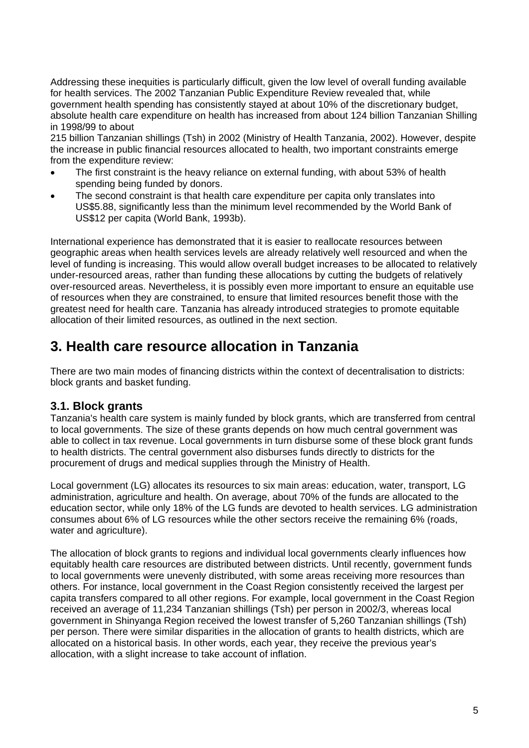Addressing these inequities is particularly difficult, given the low level of overall funding available for health services. The 2002 Tanzanian Public Expenditure Review revealed that, while government health spending has consistently stayed at about 10% of the discretionary budget, absolute health care expenditure on health has increased from about 124 billion Tanzanian Shilling in 1998/99 to about 215 billion Tanzanian shillings (Tsh) in 2002 (Ministry of Health Tanzania, 2002). However, despite the increase in public financial resources allocated to health, two important constraints emerge from the expenditure review:

- The first constraint is the heavy reliance on external funding, with about 53% of health spending being funded by donors.
- The second constraint is that health care expenditure per capita only translates into US$5.88, significantly less than the minimum level recommended by the World Bank of US$12 per capita (World Bank, 1993b).

International experience has demonstrated that it is easier to reallocate resources between geographic areas when health services levels are already relatively well resourced and when the level of funding is increasing. This would allow overall budget increases to be allocated to relatively under-resourced areas, rather than funding these allocations by cutting the budgets of relatively over-resourced areas. Nevertheless, it is possibly even more important to ensure an equitable use of resources when they are constrained, to ensure that limited resources benefit those with the greatest need for health care. Tanzania has already introduced strategies to promote equitable allocation of their limited resources, as outlined in the next section.

# 3. Health care resource allocation in Tanzania

There are two main modes of financing districts within the context of decentralisation to districts: block grants and basket funding.

## 3.1. Block grants

Tanzania's health care system is mainly funded by block grants, which are transferred from central to local governments. The size of these grants depends on how much central government was able to collect in tax revenue. Local governments in turn disburse some of these block grant funds to health districts. The central government also disburses funds directly to districts for the procurement of drugs and medical supplies through the Ministry of Health.

Local government (LG) allocates its resources to six main areas: education, water, transport, LG administration, agriculture and health. On average, about 70% of the funds are allocated to the education sector, while only 18% of the LG funds are devoted to health services. LG administration consumes about 6% of LG resources while the other sectors receive the remaining 6% (roads, water and agriculture).

The allocation of block grants to regions and individual local governments clearly influences how equitably health care resources are distributed between districts. Until recently, government funds to local governments were unevenly distributed, with some areas receiving more resources than others. For instance, local government in the Coast Region consistently received the largest per capita transfers compared to all other regions. For example, local government in the Coast Region received an average of 11,234 Tanzanian shillings (Tsh) per person in 2002/3, whereas local government in Shinyanga Region received the lowest transfer of 5,260 Tanzanian shillings (Tsh) per person. There were similar disparities in the allocation of grants to health districts, which are allocated on a historical basis. In other words, each year, they receive the previous year's allocation, with a slight increase to take account of inflation.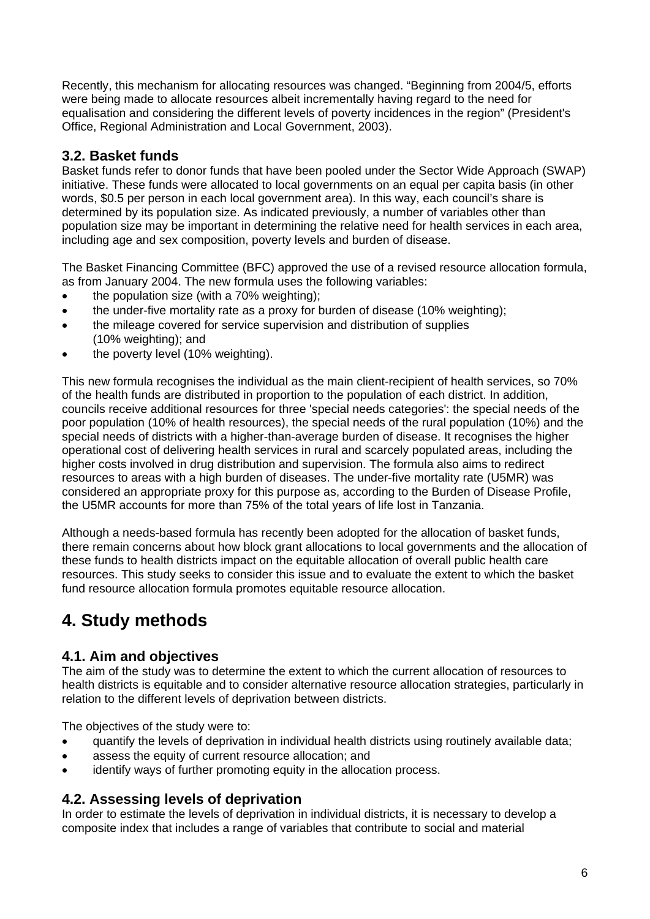Recently, this mechanism for allocating resources was changed. “Beginning from 2004/5, efforts were being made to allocate resources albeit incrementally having regard to the need for equalisation and considering the different levels of poverty incidences in the region” (President's Office, Regional Administration and Local Government, 2003).

### 3.2. Basket funds

Basket funds refer to donor funds that have been pooled under the Sector Wide Approach (SWAP) initiative. These funds were allocated to local governments on an equal per capita basis (in other words, $0.5 per person in each local government area). In this way, each council's share is determined by its population size. As indicated previously, a number of variables other than population size may be important in determining the relative need for health services in each area, including age and sex composition, poverty levels and burden of disease.

The Basket Financing Committee (BFC) approved the use of a revised resource allocation formula, as from January 2004. The new formula uses the following variables:

- the population size (with a 70% weighting);
- the under-five mortality rate as a proxy for burden of disease (10% weighting);
- the mileage covered for service supervision and distribution of supplies (10% weighting); and
- the poverty level (10% weighting).

This new formula recognises the individual as the main client-recipient of health services, so 70% of the health funds are distributed in proportion to the population of each district. In addition, councils receive additional resources for three 'special needs categories': the special needs of the poor population (10% of health resources), the special needs of the rural population (10%) and the special needs of districts with a higher-than-average burden of disease. It recognises the higher operational cost of delivering health services in rural and scarcely populated areas, including the higher costs involved in drug distribution and supervision. The formula also aims to redirect resources to areas with a high burden of diseases. The under-five mortality rate (U5MR) was considered an appropriate proxy for this purpose as, according to the Burden of Disease Profile, the U5MR accounts for more than 75% of the total years of life lost in Tanzania.

Although a needs-based formula has recently been adopted for the allocation of basket funds, there remain concerns about how block grant allocations to local governments and the allocation of these funds to health districts impact on the equitable allocation of overall public health care resources. This study seeks to consider this issue and to evaluate the extent to which the basket fund resource allocation formula promotes equitable resource allocation.

## 4. Study methods

### 4.1. Aim and objectives

The aim of the study was to determine the extent to which the current allocation of resources to health districts is equitable and to consider alternative resource allocation strategies, particularly in relation to the different levels of deprivation between districts.

The objectives of the study were to:

- quantify the levels of deprivation in individual health districts using routinely available data;
- assess the equity of current resource allocation; and
- identify ways of further promoting equity in the allocation process.

### 4.2. Assessing levels of deprivation

In order to estimate the levels of deprivation in individual districts, it is necessary to develop a composite index that includes a range of variables that contribute to social and material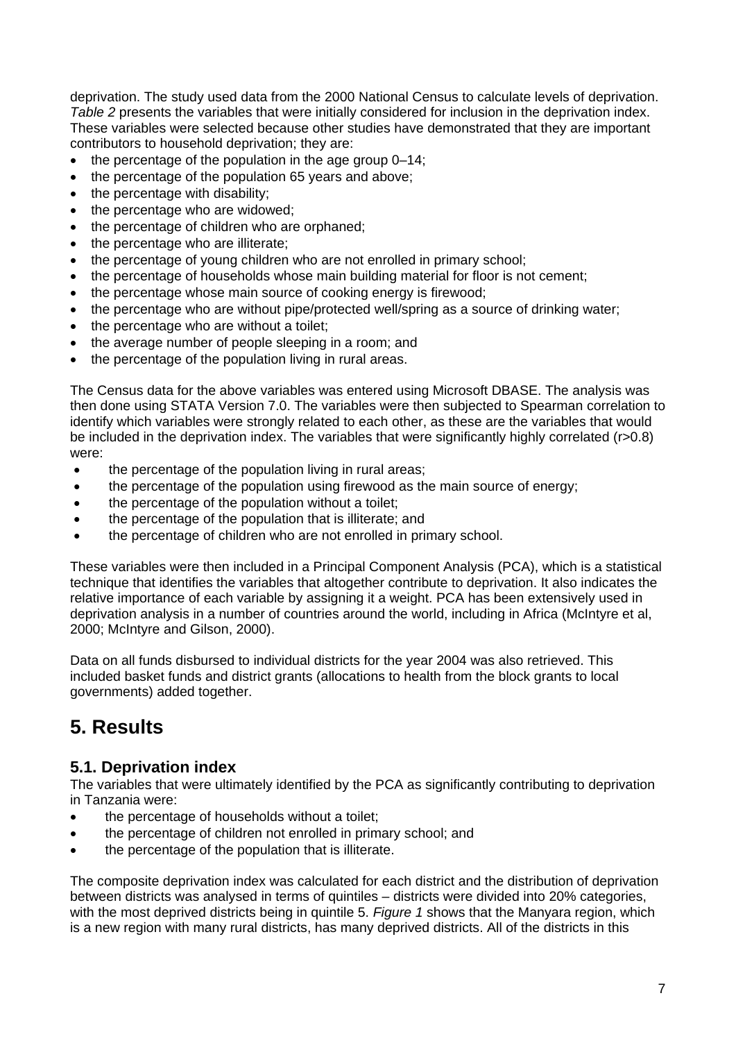deprivation. The study used data from the 2000 National Census to calculate levels of deprivation. *Table 2* presents the variables that were initially considered for inclusion in the deprivation index. These variables were selected because other studies have demonstrated that they are important contributors to household deprivation; they are:

- the percentage of the population in the age group 0–14;
- the percentage of the population 65 years and above;
- the percentage with disability;
- the percentage who are widowed;
- the percentage of children who are orphaned;
- the percentage who are illiterate;
- the percentage of young children who are not enrolled in primary school;
- the percentage of households whose main building material for floor is not cement;
- the percentage whose main source of cooking energy is firewood;
- the percentage who are without pipe/protected well/spring as a source of drinking water;
- the percentage who are without a toilet;
- the average number of people sleeping in a room; and
- the percentage of the population living in rural areas.

The Census data for the above variables was entered using Microsoft DBASE. The analysis was then done using STATA Version 7.0. The variables were then subjected to Spearman correlation to identify which variables were strongly related to each other, as these are the variables that would be included in the deprivation index. The variables that were significantly highly correlated ($r>0.8$) were:

- the percentage of the population living in rural areas;
- the percentage of the population using firewood as the main source of energy;
- the percentage of the population without a toilet;
- the percentage of the population that is illiterate; and
- the percentage of children who are not enrolled in primary school.

These variables were then included in a Principal Component Analysis (PCA), which is a statistical technique that identifies the variables that altogether contribute to deprivation. It also indicates the relative importance of each variable by assigning it a weight. PCA has been extensively used in deprivation analysis in a number of countries around the world, including in Africa (McIntyre et al, 2000; McIntyre and Gilson, 2000).

Data on all funds disbursed to individual districts for the year 2004 was also retrieved. This included basket funds and district grants (allocations to health from the block grants to local governments) added together.

# 5. Results

## 5.1. Deprivation index

The variables that were ultimately identified by the PCA as significantly contributing to deprivation in Tanzania were:

- the percentage of households without a toilet;
- the percentage of children not enrolled in primary school; and
- the percentage of the population that is illiterate.

The composite deprivation index was calculated for each district and the distribution of deprivation between districts was analysed in terms of quintiles – districts were divided into 20% categories, with the most deprived districts being in quintile 5. *Figure 1* shows that the Manyara region, which is a new region with many rural districts, has many deprived districts. All of the districts in this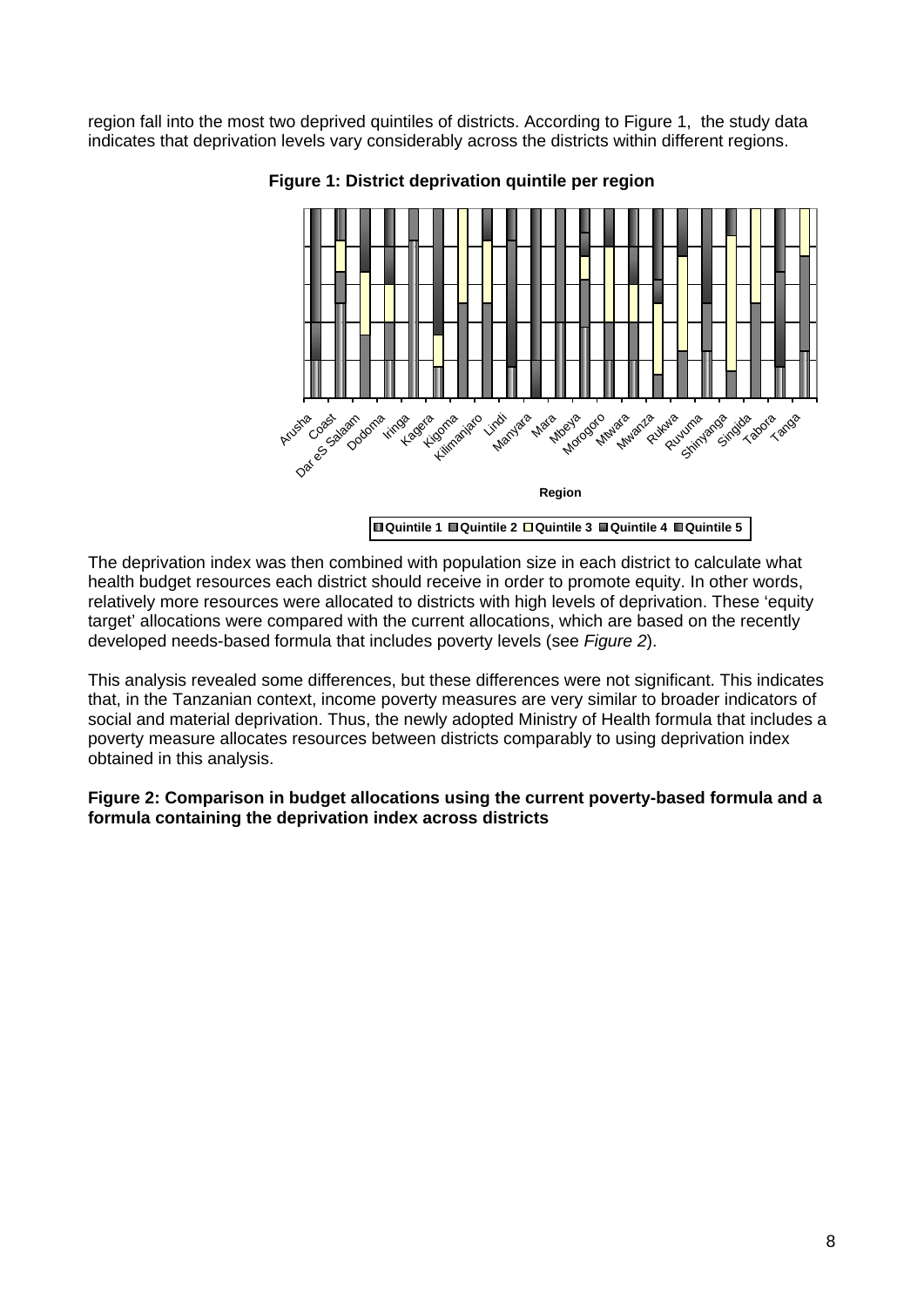region fall into the most two deprived quintiles of districts. According to Figure 1, the study data indicates that deprivation levels vary considerably across the districts within different regions.

**Figure 1: District deprivation quintile per region**

The deprivation index was then combined with population size in each district to calculate what health budget resources each district should receive in order to promote equity. In other words, relatively more resources were allocated to districts with high levels of deprivation. These 'equity target' allocations were compared with the current allocations, which are based on the recently developed needs-based formula that includes poverty levels (see *Figure 2*).

This analysis revealed some differences, but these differences were not significant. This indicates that, in the Tanzanian context, income poverty measures are very similar to broader indicators of social and material deprivation. Thus, the newly adopted Ministry of Health formula that includes a poverty measure allocates resources between districts comparably to using deprivation index obtained in this analysis.

**Figure 2: Comparison in budget allocations using the current poverty-based formula and a formula containing the deprivation index across districts**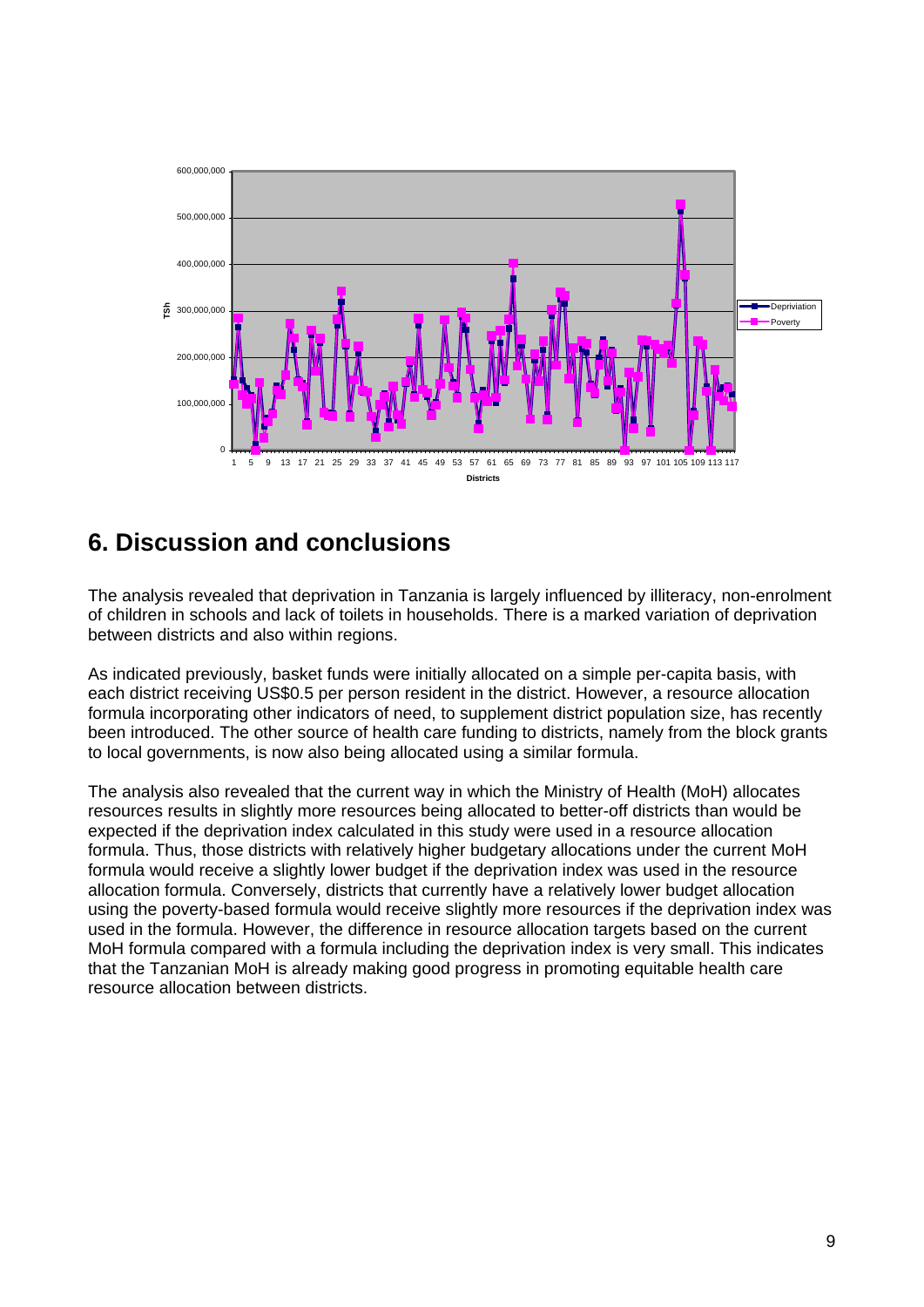## 6. Discussion and conclusions

The analysis revealed that deprivation in Tanzania is largely influenced by illiteracy, non-enrolment of children in schools and lack of toilets in households. There is a marked variation of deprivation between districts and also within regions.

As indicated previously, basket funds were initially allocated on a simple per-capita basis, with each district receiving US$0.5 per person resident in the district. However, a resource allocation formula incorporating other indicators of need, to supplement district population size, has recently been introduced. The other source of health care funding to districts, namely from the block grants to local governments, is now also being allocated using a similar formula.

The analysis also revealed that the current way in which the Ministry of Health (MoH) allocates resources results in slightly more resources being allocated to better-off districts than would be expected if the deprivation index calculated in this study were used in a resource allocation formula. Thus, those districts with relatively higher budgetary allocations under the current MoH formula would receive a slightly lower budget if the deprivation index was used in the resource allocation formula. Conversely, districts that currently have a relatively lower budget allocation using the poverty-based formula would receive slightly more resources if the deprivation index was used in the formula. However, the difference in resource allocation targets based on the current MoH formula compared with a formula including the deprivation index is very small. This indicates that the Tanzanian MoH is already making good progress in promoting equitable health care resource allocation between districts.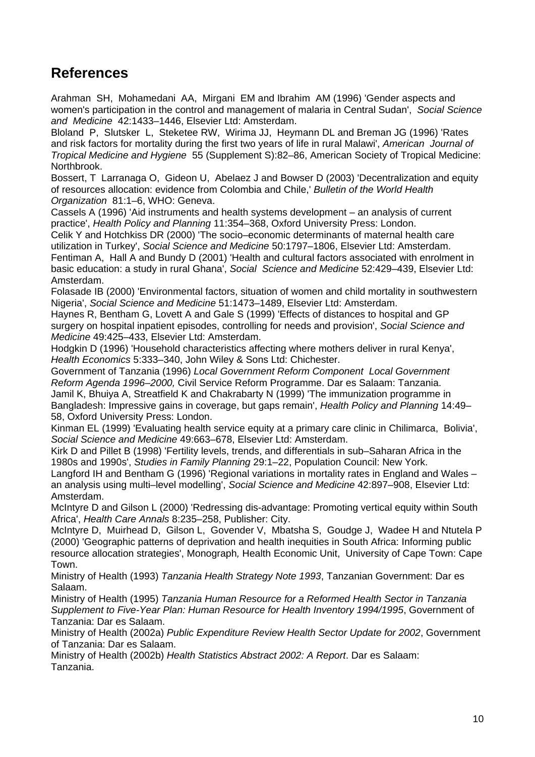## References

Arahman SH, Mohamedani AA, Mirgani EM and Ibrahim AM (1996) 'Gender aspects and women's participation in the control and management of malaria in Central Sudan', *Social Science and Medicine* 42:1433–1446, Elsevier Ltd: Amsterdam.

Bloland P, Slutsker L, Steketee RW, Wirima JJ, Heymann DL and Breman JG (1996) 'Rates and risk factors for mortality during the first two years of life in rural Malawi', *American Journal of Tropical Medicine and Hygiene* 55 (Supplement S):82–86, American Society of Tropical Medicine: Northbrook.

Bossert, T Larranaga O, Gideon U, Abelaez J and Bowser D (2003) 'Decentralization and equity of resources allocation: evidence from Colombia and Chile,' *Bulletin of the World Health Organization* 81:1–6, WHO: Geneva.

Cassels A (1996) 'Aid instruments and health systems development – an analysis of current practice', *Health Policy and Planning* 11:354–368, Oxford University Press: London.

Celik Y and Hotchkiss DR (2000) 'The socio–economic determinants of maternal health care utilization in Turkey', *Social Science and Medicine* 50:1797–1806, Elsevier Ltd: Amsterdam.

Fentiman A, Hall A and Bundy D (2001) 'Health and cultural factors associated with enrolment in basic education: a study in rural Ghana', *Social Science and Medicine* 52:429–439, Elsevier Ltd: Amsterdam.

Folasade IB (2000) 'Environmental factors, situation of women and child mortality in southwestern Nigeria', *Social Science and Medicine* 51:1473–1489, Elsevier Ltd: Amsterdam.

Haynes R, Bentham G, Lovett A and Gale S (1999) 'Effects of distances to hospital and GP surgery on hospital inpatient episodes, controlling for needs and provision', *Social Science and Medicine* 49:425–433, Elsevier Ltd: Amsterdam.

Hodgkin D (1996) 'Household characteristics affecting where mothers deliver in rural Kenya', *Health Economics* 5:333–340, John Wiley & Sons Ltd: Chichester.

Government of Tanzania (1996) *Local Government Reform Component Local Government Reform Agenda 1996–2000,* Civil Service Reform Programme. Dar es Salaam: Tanzania.

Jamil K, Bhuiya A, Streatfield K and Chakrabarty N (1999) 'The immunization programme in Bangladesh: Impressive gains in coverage, but gaps remain', *Health Policy and Planning* 14:49–58, Oxford University Press: London.

Kinman EL (1999) 'Evaluating health service equity at a primary care clinic in Chilimarca, Bolivia', *Social Science and Medicine* 49:663–678, Elsevier Ltd: Amsterdam.

Kirk D and Pillet B (1998) 'Fertility levels, trends, and differentials in sub–Saharan Africa in the 1980s and 1990s', *Studies in Family Planning* 29:1–22, Population Council: New York.

Langford IH and Bentham G (1996) 'Regional variations in mortality rates in England and Wales – an analysis using multi–level modelling', *Social Science and Medicine* 42:897–908, Elsevier Ltd: Amsterdam.

McIntyre D and Gilson L (2000) 'Redressing dis-advantage: Promoting vertical equity within South Africa', *Health Care Annals* 8:235–258, Publisher: City.

McIntyre D, Muirhead D, Gilson L, Govender V, Mbatsha S, Goudge J, Wadee H and Ntutela P (2000) 'Geographic patterns of deprivation and health inequities in South Africa: Informing public resource allocation strategies', Monograph*,* Health Economic Unit, University of Cape Town: Cape Town.

Ministry of Health (1993) *Tanzania Health Strategy Note 1993*, Tanzanian Government: Dar es Salaam.

Ministry of Health (1995) *Tanzania Human Resource for a Reformed Health Sector in Tanzania Supplement to Five-Year Plan: Human Resource for Health Inventory 1994/1995*, Government of Tanzania: Dar es Salaam.

Ministry of Health (2002a) *Public Expenditure Review Health Sector Update for 2002*, Government of Tanzania: Dar es Salaam.

Ministry of Health (2002b) *Health Statistics Abstract 2002: A Report*. Dar es Salaam: Tanzania.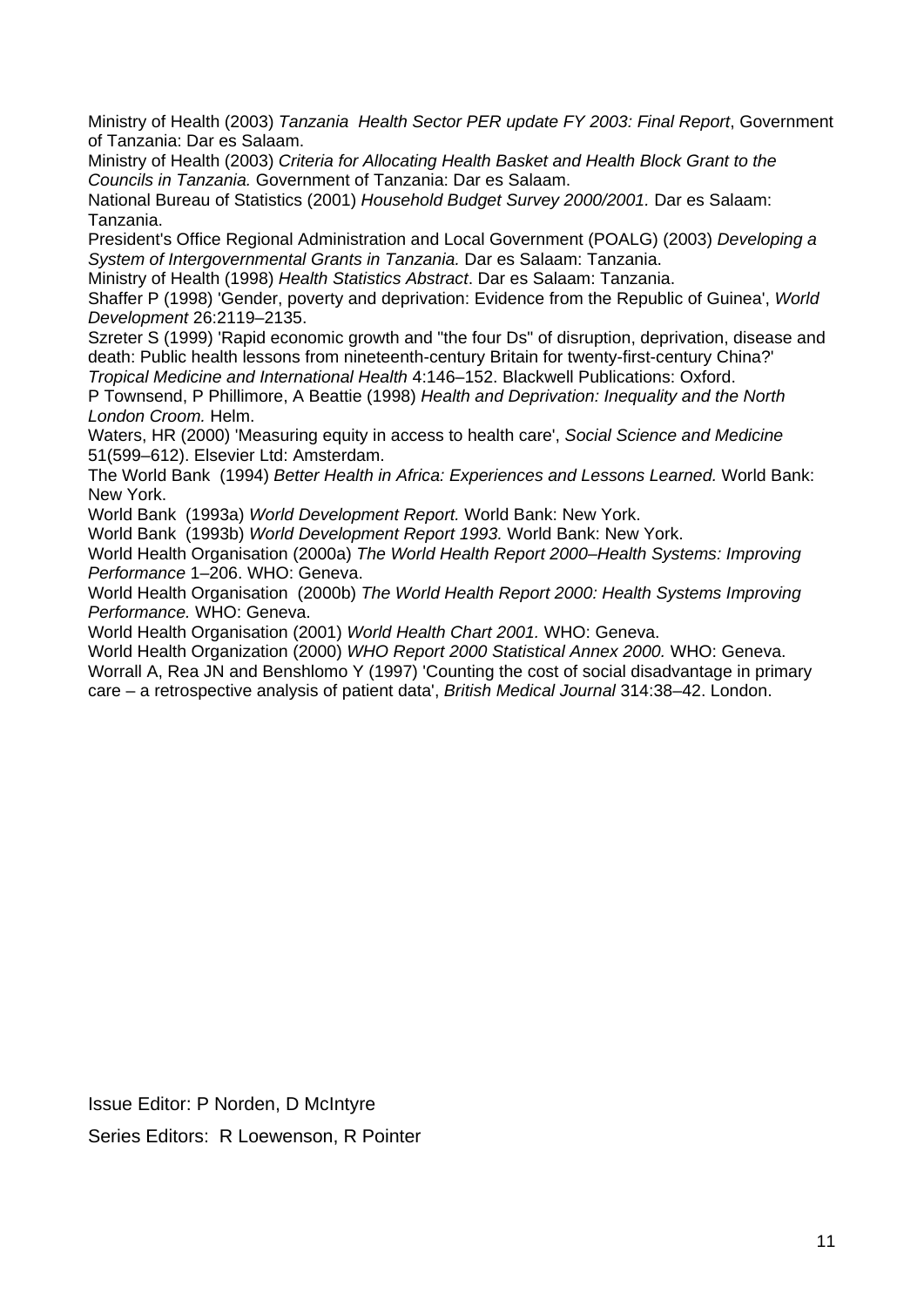Ministry of Health (2003) *Tanzania Health Sector PER update FY 2003: Final Report*, Government of Tanzania: Dar es Salaam.

Ministry of Health (2003) *Criteria for Allocating Health Basket and Health Block Grant to the Councils in Tanzania.* Government of Tanzania: Dar es Salaam.

National Bureau of Statistics (2001) *Household Budget Survey 2000/2001.* Dar es Salaam: Tanzania.

President's Office Regional Administration and Local Government (POALG) (2003) *Developing a System of Intergovernmental Grants in Tanzania.* Dar es Salaam: Tanzania.

Ministry of Health (1998) *Health Statistics Abstract*. Dar es Salaam: Tanzania.

Shaffer P (1998) 'Gender, poverty and deprivation: Evidence from the Republic of Guinea', *World Development* 26:2119–2135.

Szreter S (1999) 'Rapid economic growth and "the four Ds" of disruption, deprivation, disease and death: Public health lessons from nineteenth-century Britain for twenty-first-century China?' *Tropical Medicine and International Health* 4:146–152. Blackwell Publications: Oxford.

P Townsend, P Phillimore, A Beattie (1998) *Health and Deprivation: Inequality and the North London Croom.* Helm.

Waters, HR (2000) 'Measuring equity in access to health care', *Social Science and Medicine* 51(599–612). Elsevier Ltd: Amsterdam.

The World Bank (1994) *Better Health in Africa: Experiences and Lessons Learned.* World Bank: New York.

World Bank (1993a) *World Development Report.* World Bank: New York.

World Bank (1993b) *World Development Report 1993.* World Bank: New York.

World Health Organisation (2000a) *The World Health Report 2000–Health Systems: Improving Performance* 1–206. WHO: Geneva.

World Health Organisation (2000b) *The World Health Report 2000: Health Systems Improving Performance.* WHO: Geneva.

World Health Organisation (2001) *World Health Chart 2001.* WHO: Geneva.

World Health Organization (2000) *WHO Report 2000 Statistical Annex 2000.* WHO: Geneva.

Worrall A, Rea JN and Benshlomo Y (1997) 'Counting the cost of social disadvantage in primary care – a retrospective analysis of patient data', *British Medical Journal* 314:38–42. London.

Issue Editor: P Norden, D McIntyre

Series Editors: R Loewenson, R Pointer